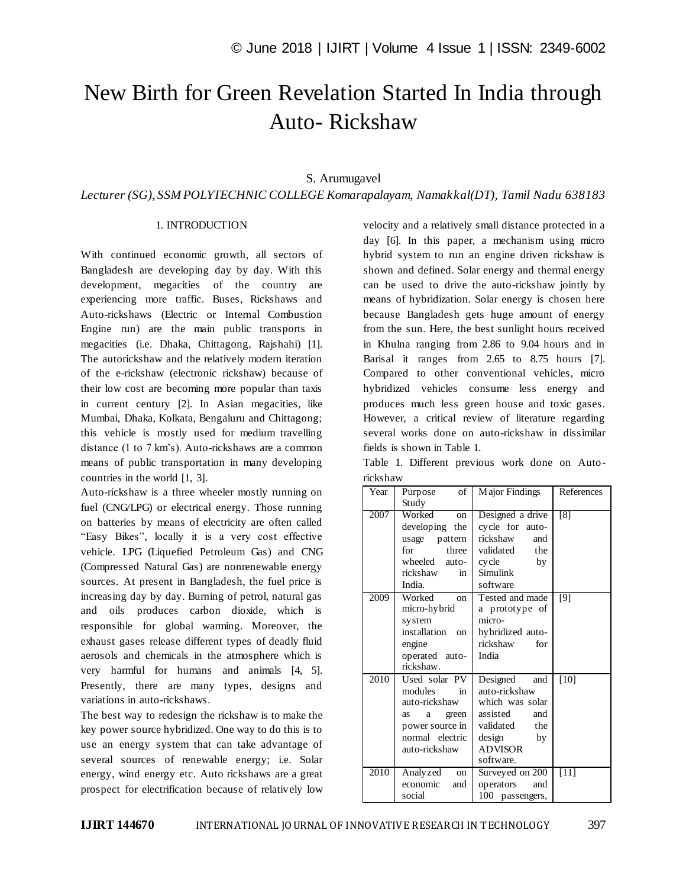# New Birth for Green Revelation Started In India through Auto- Rickshaw

S. Arumugavel

*Lecturer (SG), SSM POLYTECHNIC COLLEGE Komarapalayam, Namakkal(DT), Tamil Nadu 638183*

## 1. INTRODUCTION

With continued economic growth, all sectors of Bangladesh are developing day by day. With this development, megacities of the country are experiencing more traffic. Buses, Rickshaws and Auto-rickshaws (Electric or Internal Combustion Engine run) are the main public transports in megacities (i.e. Dhaka, Chittagong, Rajshahi) [1]. The autorickshaw and the relatively modern iteration of the e-rickshaw (electronic rickshaw) because of their low cost are becoming more popular than taxis in current century [2]. In Asian megacities, like Mumbai, Dhaka, Kolkata, Bengaluru and Chittagong; this vehicle is mostly used for medium travelling distance (1 to 7 km's). Auto-rickshaws are a common means of public transportation in many developing countries in the world [1, 3].

Auto-rickshaw is a three wheeler mostly running on fuel (CNG/LPG) or electrical energy. Those running on batteries by means of electricity are often called "Easy Bikes", locally it is a very cost effective vehicle. LPG (Liquefied Petroleum Gas) and CNG (Compressed Natural Gas) are nonrenewable energy sources. At present in Bangladesh, the fuel price is increasing day by day. Burning of petrol, natural gas and oils produces carbon dioxide, which is responsible for global warming. Moreover, the exhaust gases release different types of deadly fluid aerosols and chemicals in the atmosphere which is very harmful for humans and animals [4, 5]. Presently, there are many types, designs and variations in auto-rickshaws.

The best way to redesign the rickshaw is to make the key power source hybridized. One way to do this is to use an energy system that can take advantage of several sources of renewable energy; i.e. Solar energy, wind energy etc. Auto rickshaws are a great prospect for electrification because of relatively low velocity and a relatively small distance protected in a day [6]. In this paper, a mechanism using micro hybrid system to run an engine driven rickshaw is shown and defined. Solar energy and thermal energy can be used to drive the auto-rickshaw jointly by means of hybridization. Solar energy is chosen here because Bangladesh gets huge amount of energy from the sun. Here, the best sunlight hours received in Khulna ranging from 2.86 to 9.04 hours and in Barisal it ranges from 2.65 to 8.75 hours [7]. Compared to other conventional vehicles, micro hybridized vehicles consume less energy and produces much less green house and toxic gases. However, a critical review of literature regarding several works done on auto-rickshaw in dissimilar fields is shown in Table 1.

Table 1. Different previous work done on Auto-rickshaw

| Year | Purpose of Study | Major Findings | References |
|---|---|---|---|
| 2007 | Worked on developing the usage pattern for three wheeled auto-rickshaw in India. | Designed a drive cycle for auto-rickshaw and validated the cycle by Simulink software | [8] |
| 2009 | Worked on micro-hybrid system installation on engine operated auto-rickshaw. | Tested and made a prototype of micro-hybridized auto-rickshaw for India | [9] |
| 2010 | Used solar PV modules in auto-rickshaw as a green power source in normal electric auto-rickshaw | Designed and auto-rickshaw which was solar assisted and validated the design by ADVISOR software. | [10] |
| 2010 | Analyzed on economic and social | Surveyed on 200 operators and 100 passengers, | [11] |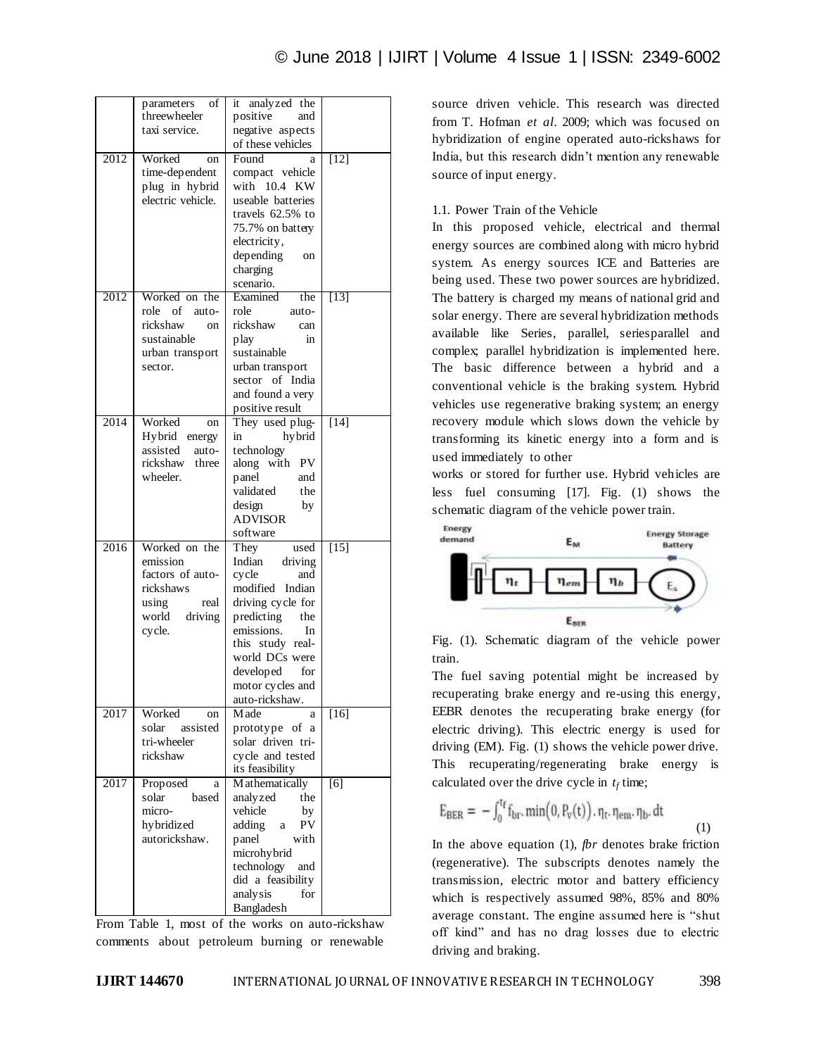|  | parameters of threewheeler taxi service. | it analyzed the positive and negative aspects of these vehicles |  |
|---|---|---|---|
| 2012 | Worked on time-dependent plug in hybrid electric vehicle. | Found a compact vehicle with 10.4 KW useable batteries travels 62.5% to 75.7% on battery electricity, depending on charging scenario. | [12] |
| 2012 | Worked on the role of auto-rickshaw on sustainable urban transport sector. | Examined the role auto-rickshaw can play in sustainable urban transport sector of India and found a very positive result | [13] |
| 2014 | Worked on Hybrid energy assisted auto-rickshaw three wheeler. | They used plug-in hybrid technology along with PV panel and validated the design by ADVISOR software | [14] |
| 2016 | Worked on the emission factors of auto-rickshaws using real world driving cycle. | They used Indian driving cycle and modified Indian driving cycle for predicting the emissions. In this study real-world DCs were developed for motor cycles and auto-rickshaw. | [15] |
| 2017 | Worked on solar assisted tri-wheeler rickshaw | Made a prototype of a solar driven tri-cycle and tested its feasibility | [16] |
| 2017 | Proposed a solar based micro-hybridized autorickshaw. | Mathematically analyzed the vehicle by adding a PV panel with microhybrid technology and did a feasibility analysis for Bangladesh | [6] |

From Table 1, most of the works on auto-rickshaw comments about petroleum burning or renewable source driven vehicle. This research was directed from T. Hofman *et al*. 2009; which was focused on hybridization of engine operated auto-rickshaws for India, but this research didn't mention any renewable source of input energy.

1.1. Power Train of the Vehicle

In this proposed vehicle, electrical and thermal energy sources are combined along with micro hybrid system. As energy sources ICE and Batteries are being used. These two power sources are hybridized. The battery is charged my means of national grid and solar energy. There are several hybridization methods available like Series, parallel, seriesparallel and complex; parallel hybridization is implemented here. The basic difference between a hybrid and a conventional vehicle is the braking system. Hybrid vehicles use regenerative braking system; an energy recovery module which slows down the vehicle by transforming its kinetic energy into a form and is used immediately to other works or stored for further use. Hybrid vehicles are less fuel consuming [17]. Fig. (1) shows the schematic diagram of the vehicle power train.

Fig. (1). Schematic diagram of the vehicle power train.

The fuel saving potential might be increased by recuperating brake energy and re-using this energy, EEBR denotes the recuperating brake energy (for electric driving). This electric energy is used for driving (EM). Fig. (1) shows the vehicle power drive. This recuperating/regenerating brake energy is calculated over the drive cycle in $t_f$ time;

$$E_{BER} = -\int_0^{t_f} f_{br}.\min\big(0, P_v(t)\big).\eta_t.\eta_{em}.\eta_b.dt \quad (1)$$

In the above equation (1), *fbr* denotes brake friction (regenerative). The subscripts denotes namely the transmission, electric motor and battery efficiency which is respectively assumed 98%, 85% and 80% average constant. The engine assumed here is "shut off kind" and has no drag losses due to electric driving and braking.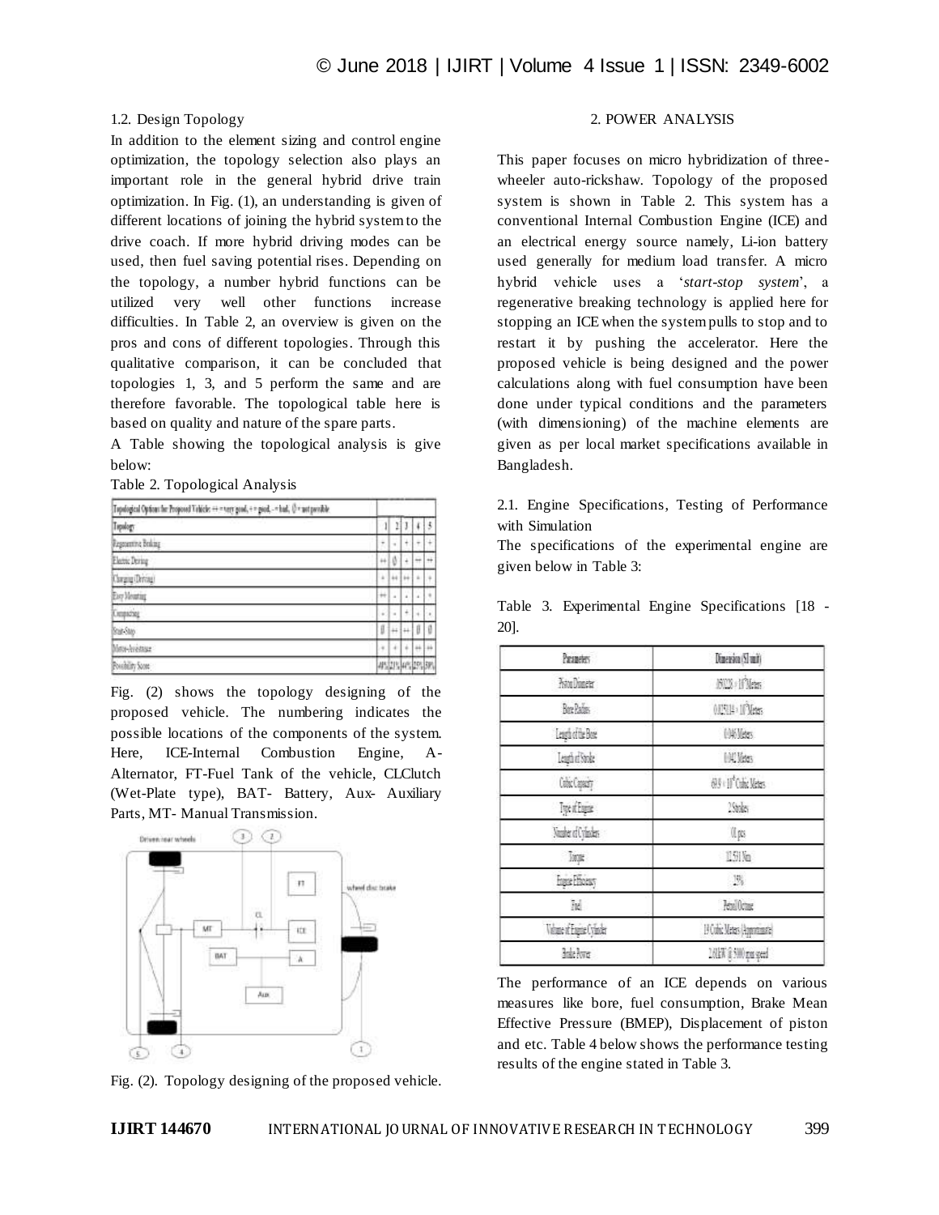### 1.2. Design Topology

In addition to the element sizing and control engine optimization, the topology selection also plays an important role in the general hybrid drive train optimization. In Fig. (1), an understanding is given of different locations of joining the hybrid system to the drive coach. If more hybrid driving modes can be used, then fuel saving potential rises. Depending on the topology, a number hybrid functions can be utilized very well other functions increase difficulties. In Table 2, an overview is given on the pros and cons of different topologies. Through this qualitative comparison, it can be concluded that topologies 1, 3, and 5 perform the same and are therefore favorable. The topological table here is based on quality and nature of the spare parts.

A Table showing the topological analysis is give below:

Table 2. Topological Analysis

| Topological Options for Proposed Vehicle: ++ = very good, + = good, - = bad, () = not possible | | | | | |
|---|---|---|---|---|---|
| Topology | 1 | 2 | 3 | 4 | 5 |
| Regenerative Braking | + | - | + | + | + |
| Electric Driving | ++ | () | + | ++ | ++ |
| Charging (Driving) | + | ++ | ++ | + | + |
| Easy Mounting | ++ | - | - | - | + |
| Compacting | - | - | + | - | - |
| Start-Stop | () | ++ | ++ | () | () |
| Motor-Assistance | + | + | + | ++ | ++ |
| Possibility Score | 48% | 21% | 44% | 25% | 38% |

Fig. (2) shows the topology designing of the proposed vehicle. The numbering indicates the possible locations of the components of the system. Here, ICE-Internal Combustion Engine, A-Alternator, FT-Fuel Tank of the vehicle, CLClutch (Wet-Plate type), BAT- Battery, Aux- Auxiliary Parts, MT- Manual Transmission.

Fig. (2). Topology designing of the proposed vehicle.

## 2. POWER ANALYSIS

This paper focuses on micro hybridization of three-wheeler auto-rickshaw. Topology of the proposed system is shown in Table 2. This system has a conventional Internal Combustion Engine (ICE) and an electrical energy source namely, Li-ion battery used generally for medium load transfer. A micro hybrid vehicle uses a '*start-stop system*', a regenerative breaking technology is applied here for stopping an ICE when the system pulls to stop and to restart it by pushing the accelerator. Here the proposed vehicle is being designed and the power calculations along with fuel consumption have been done under typical conditions and the parameters (with dimensioning) of the machine elements are given as per local market specifications available in Bangladesh.

### 2.1. Engine Specifications, Testing of Performance with Simulation

The specifications of the experimental engine are given below in Table 3:

Table 3. Experimental Engine Specifications [18 - 20].

| Parameters | Dimension (SI unit) |
|---|---|
| Piston Diameter | .05028 × $10^{-3}$ Meters |
| Bore Radius | 0.025014 × $10^{-3}$ Meters |
| Length of the Bore | 0.046 Meters |
| Length of Stroke | 0.042 Meters |
| Cubic Capacity | 69.9 × $10^{-6}$ Cubic Meters |
| Type of Engine | 2 Strokes |
| Number of Cylinders | 01 pcs |
| Torque | 12.511 Nm |
| Engine Efficiency | 25% |
| Fuel | Petrol/Octane |
| Volume of Engine Cylinder | 19 Cubic Meters (Approximate) |
| Brake Power | 2.61kW @ 5000 rpm speed |

The performance of an ICE depends on various measures like bore, fuel consumption, Brake Mean Effective Pressure (BMEP), Displacement of piston and etc. Table 4 below shows the performance testing results of the engine stated in Table 3.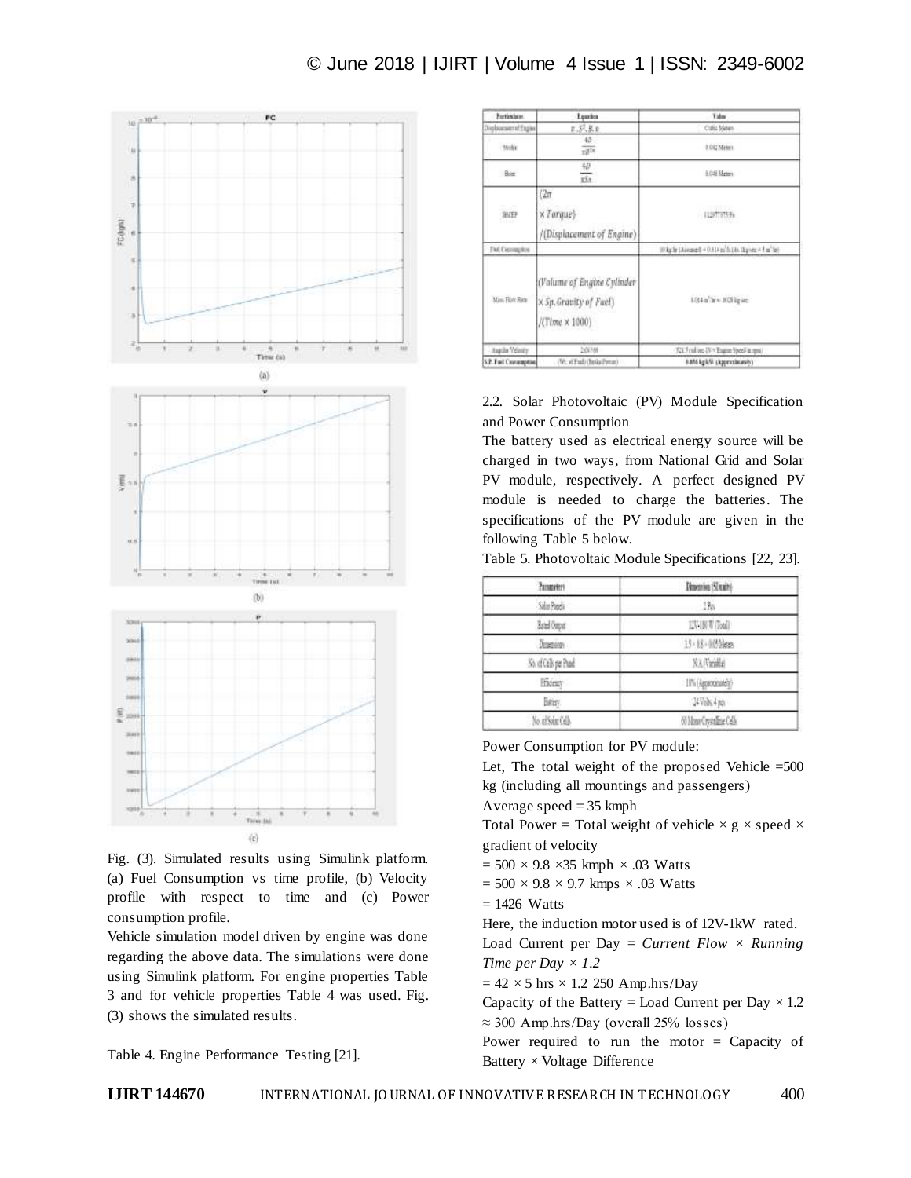Fig. (3). Simulated results using Simulink platform. (a) Fuel Consumption vs time profile, (b) Velocity profile with respect to time and (c) Power consumption profile.

Vehicle simulation model driven by engine was done regarding the above data. The simulations were done using Simulink platform. For engine properties Table 3 and for vehicle properties Table 4 was used. Fig. (3) shows the simulated results.

Table 4. Engine Performance Testing [21].

| Particulars | Equation | Value |
|---|---|---|
| Displacement of Engine | $\pi \cdot S^2 \cdot B \cdot n$ | Cubic Meters |
| Stroke | $\frac{4D}{\pi B^2 n}$ | 0.042 Meters |
| Bore | $\frac{4D}{\pi S n}$ | 0.048 Meters |
| BMEP | $(2\pi \times Torque)/(Displacement\ of\ Engine)$ | 1129777175 Pa |
| Fuel Consumption | | 10 kg hr (Assumed) = 0.014 m³/h (As 1kg/sec = 5 m³/hr) |
| Mass Flow Rate | $(Volume\ of\ Engine\ Cylinder \times Sp.Gravity\ of\ Fuel)/(Time \times 1000)$ | 0.014 m³/hr = 1028 kg/sec |
| Angular Velocity | 2πN/60 | 521.5 rad/sec (N = Engine Speed in rpm) |
| **S.F. Fuel Consumption** | (Wt. of Fuel)/(Brake Power) | **0.836 kg/kW (Approximately)** |

2.2. Solar Photovoltaic (PV) Module Specification and Power Consumption

The battery used as electrical energy source will be charged in two ways, from National Grid and Solar PV module, respectively. A perfect designed PV module is needed to charge the batteries. The specifications of the PV module are given in the following Table 5 below.

Table 5. Photovoltaic Module Specifications [22, 23].

| Parameters | Dimension (SI units) |
|---|---|
| Solar Panels | 2 Pcs |
| Rated Output | 12V-180 W (Total) |
| Dimensions | 1.5 × 0.8 × 0.05 Meters |
| No. of Cells per Panel | N/A (Variable) |
| Efficiency | 18% (Approximately) |
| Battery | 24 Volts, 4 pcs |
| No. of Solar Cells | 60 Mono Crystalline Cells |

Power Consumption for PV module:

Let, The total weight of the proposed Vehicle =500 kg (including all mountings and passengers)

Average speed = 35 kmph

Total Power = Total weight of vehicle × g × speed × gradient of velocity

= 500 × 9.8 ×35 kmph × .03 Watts

= 500 × 9.8 × 9.7 kmps × .03 Watts

= 1426 Watts

Here, the induction motor used is of 12V-1kW rated.

Load Current per Day = *Current Flow × Running Time per Day × 1.2*

= 42 × 5 hrs × 1.2 250 Amp.hrs/Day

Capacity of the Battery = Load Current per Day × 1.2 ≈ 300 Amp.hrs/Day (overall 25% losses)

Power required to run the motor = Capacity of Battery × Voltage Difference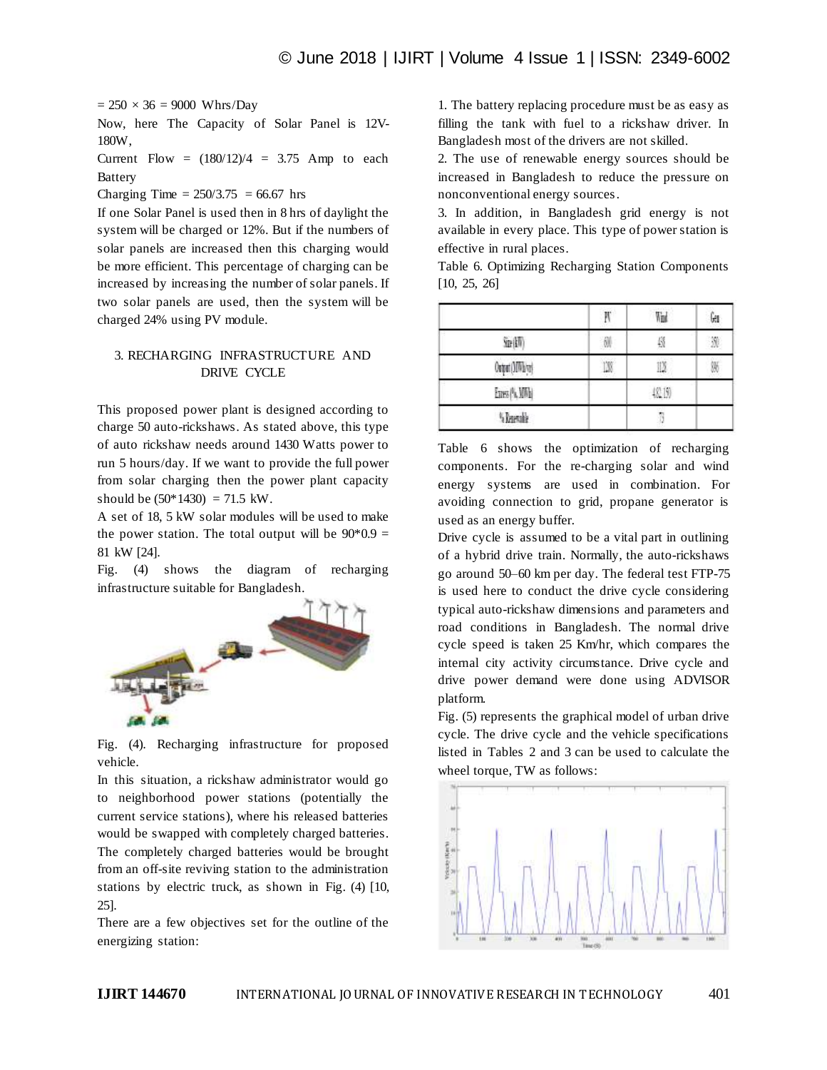= 250 × 36 = 9000 Whrs/Day

Now, here The Capacity of Solar Panel is 12V-180W,

Current Flow = (180/12)/4 = 3.75 Amp to each Battery

Charging Time = 250/3.75 = 66.67 hrs

If one Solar Panel is used then in 8 hrs of daylight the system will be charged or 12%. But if the numbers of solar panels are increased then this charging would be more efficient. This percentage of charging can be increased by increasing the number of solar panels. If two solar panels are used, then the system will be charged 24% using PV module.

## 3. RECHARGING INFRASTRUCTURE AND DRIVE CYCLE

This proposed power plant is designed according to charge 50 auto-rickshaws. As stated above, this type of auto rickshaw needs around 1430 Watts power to run 5 hours/day. If we want to provide the full power from solar charging then the power plant capacity should be (50*1430) = 71.5 kW.

A set of 18, 5 kW solar modules will be used to make the power station. The total output will be 90*0.9 = 81 kW [24].

Fig. (4) shows the diagram of recharging infrastructure suitable for Bangladesh.

Fig. (4). Recharging infrastructure for proposed vehicle.

In this situation, a rickshaw administrator would go to neighborhood power stations (potentially the current service stations), where his released batteries would be swapped with completely charged batteries. The completely charged batteries would be brought from an off-site reviving station to the administration stations by electric truck, as shown in Fig. (4) [10, 25].

There are a few objectives set for the outline of the energizing station:

1. The battery replacing procedure must be as easy as filling the tank with fuel to a rickshaw driver. In Bangladesh most of the drivers are not skilled.
2. The use of renewable energy sources should be increased in Bangladesh to reduce the pressure on nonconventional energy sources.
3. In addition, in Bangladesh grid energy is not available in every place. This type of power station is effective in rural places.

Table 6. Optimizing Recharging Station Components [10, 25, 26]

| | PV | Wind | Gen |
|---|---|---|---|
| Size (kW) | 600 | 48 | 350 |
| Output (MWh/yr) | 1288 | 1125 | 896 |
| Excess (%, MWh) | | 43.2 (15) | |
| % Renewable | | 73 | |

Table 6 shows the optimization of recharging components. For the re-charging solar and wind energy systems are used in combination. For avoiding connection to grid, propane generator is used as an energy buffer.

Drive cycle is assumed to be a vital part in outlining of a hybrid drive train. Normally, the auto-rickshaws go around 50–60 km per day. The federal test FTP-75 is used here to conduct the drive cycle considering typical auto-rickshaw dimensions and parameters and road conditions in Bangladesh. The normal drive cycle speed is taken 25 Km/hr, which compares the internal city activity circumstance. Drive cycle and drive power demand were done using ADVISOR platform.

Fig. (5) represents the graphical model of urban drive cycle. The drive cycle and the vehicle specifications listed in Tables 2 and 3 can be used to calculate the wheel torque, TW as follows: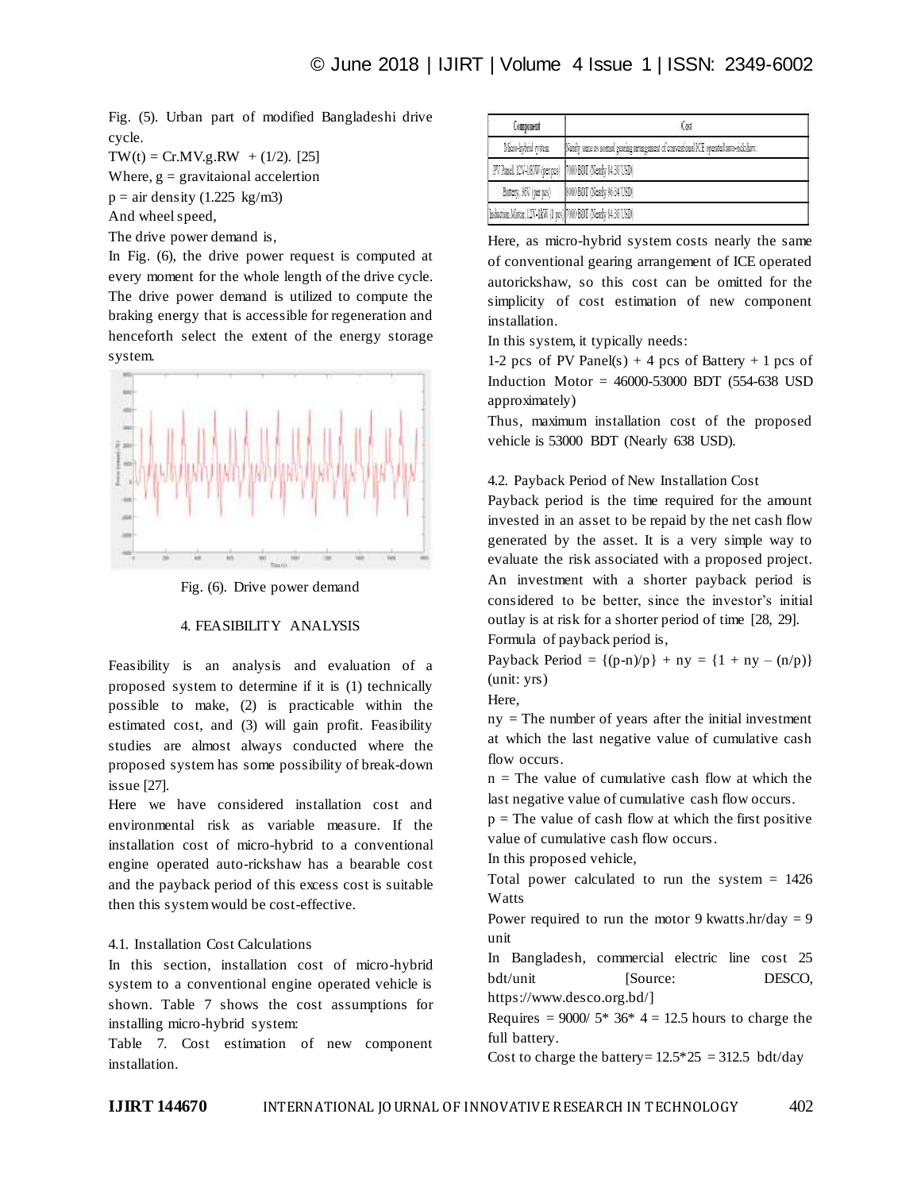Fig. (5). Urban part of modified Bangladeshi drive cycle.

TW(t) = Cr.MV.g.RW + (1/2). [25]

Where, g = gravitaional accelertion

p = air density (1.225 kg/m3)

And wheel speed,

The drive power demand is,

In Fig. (6), the drive power request is computed at every moment for the whole length of the drive cycle. The drive power demand is utilized to compute the braking energy that is accessible for regeneration and henceforth select the extent of the energy storage system.

Fig. (6). Drive power demand

## 4. FEASIBILITY ANALYSIS

Feasibility is an analysis and evaluation of a proposed system to determine if it is (1) technically possible to make, (2) is practicable within the estimated cost, and (3) will gain profit. Feasibility studies are almost always conducted where the proposed system has some possibility of break-down issue [27].

Here we have considered installation cost and environmental risk as variable measure. If the installation cost of micro-hybrid to a conventional engine operated auto-rickshaw has a bearable cost and the payback period of this excess cost is suitable then this system would be cost-effective.

### 4.1. Installation Cost Calculations

In this section, installation cost of micro-hybrid system to a conventional engine operated vehicle is shown. Table 7 shows the cost assumptions for installing micro-hybrid system:

Table 7. Cost estimation of new component installation.

| Component | Cost |
| --- | --- |
| Micro-hybrid system | Nearly same as normal gearing arrangement of conventional ICE operated auto-rickshaw. |
| PV Panel: 12V-180W (per pcs) | 7000 BDT (Nearly 84.30 USD) |
| Battery: 36V (per pcs) | 8000 BDT (Nearly 96.34 USD) |
| Induction Motor: 12V-1KW (1 pcs) | 7000 BDT (Nearly 84.30 USD) |

Here, as micro-hybrid system costs nearly the same of conventional gearing arrangement of ICE operated autorickshaw, so this cost can be omitted for the simplicity of cost estimation of new component installation.

In this system, it typically needs:

1-2 pcs of PV Panel(s) + 4 pcs of Battery + 1 pcs of Induction Motor = 46000-53000 BDT (554-638 USD approximately)

Thus, maximum installation cost of the proposed vehicle is 53000 BDT (Nearly 638 USD).

### 4.2. Payback Period of New Installation Cost

Payback period is the time required for the amount invested in an asset to be repaid by the net cash flow generated by the asset. It is a very simple way to evaluate the risk associated with a proposed project. An investment with a shorter payback period is considered to be better, since the investor's initial outlay is at risk for a shorter period of time [28, 29].

Formula of payback period is,

Payback Period = $\{(p-n)/p\} + ny = \{1 + ny - (n/p)\}$ (unit: yrs)

Here,

ny = The number of years after the initial investment at which the last negative value of cumulative cash flow occurs.

n = The value of cumulative cash flow at which the last negative value of cumulative cash flow occurs.

p = The value of cash flow at which the first positive value of cumulative cash flow occurs.

In this proposed vehicle,

Total power calculated to run the system = 1426 Watts

Power required to run the motor 9 kwatts.hr/day = 9 unit

In Bangladesh, commercial electric line cost 25 bdt/unit [Source: DESCO, https://www.desco.org.bd/]

Requires = 9000/ 5* 36* 4 = 12.5 hours to charge the full battery.

Cost to charge the battery= 12.5*25 = 312.5 bdt/day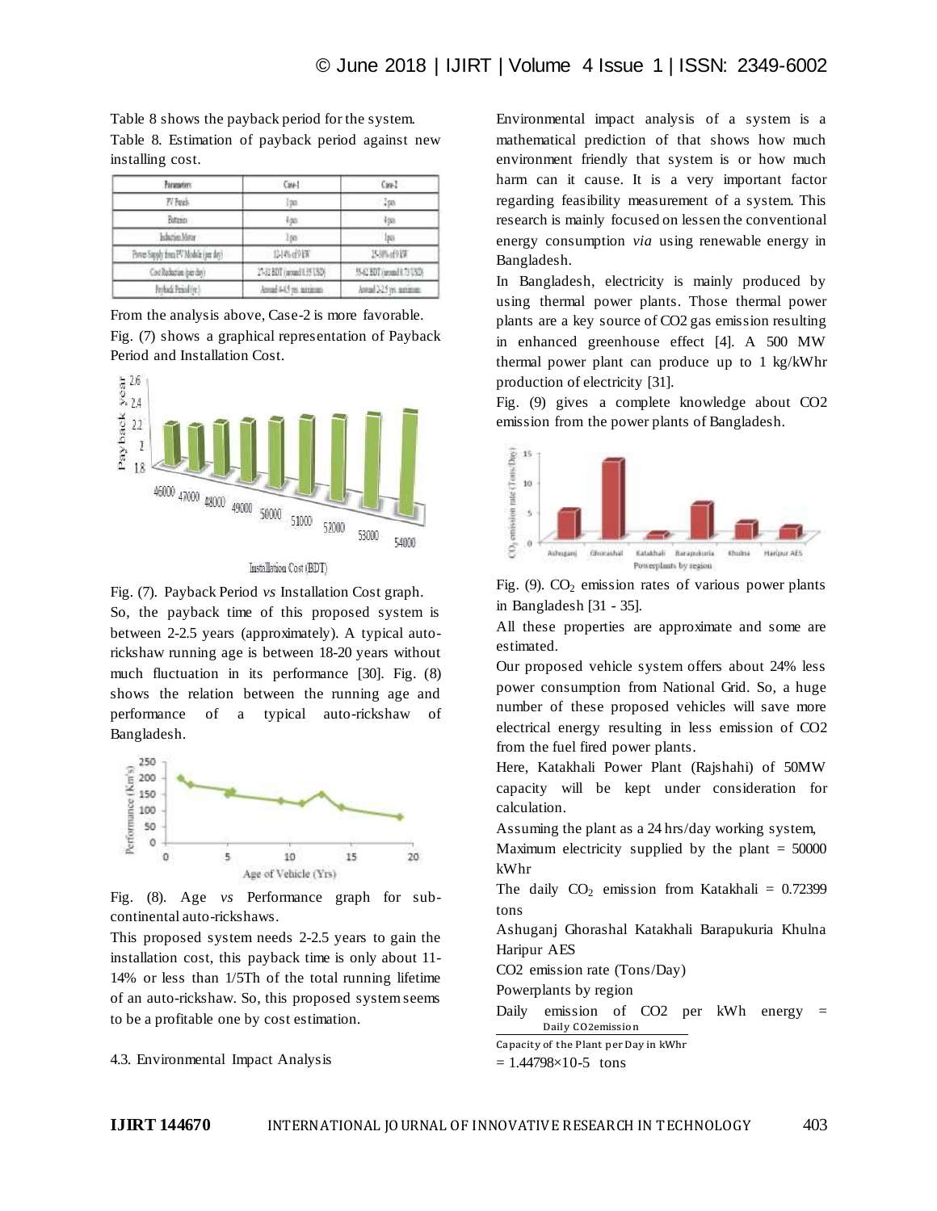Table 8 shows the payback period for the system.

Table 8. Estimation of payback period against new installing cost.

| Parameters | Case-1 | Case-2 |
|---|---|---|
| PV Panels | 1 pcs | 2 pcs |
| Batteries | 4 pcs | 4 pcs |
| Induction Motor | 1 pcs | 1pcs |
| Power Supply from PV Module (per day) | 12-14% of 9 kW | 25-30% of 9 kW |
| Cost Reduction (per day) | 27-32 BDT (around 0.35 USD) | 55-62 BDT (around 0.73 USD) |
| Payback Period (yr.) | Around 4-4.5 yrs. maximum | Around 2-2.5 yrs. maximum |

From the analysis above, Case-2 is more favorable.

Fig. (7) shows a graphical representation of Payback Period and Installation Cost.

Fig. (7). Payback Period *vs* Installation Cost graph.

So, the payback time of this proposed system is between 2-2.5 years (approximately). A typical auto-rickshaw running age is between 18-20 years without much fluctuation in its performance [30]. Fig. (8) shows the relation between the running age and performance of a typical auto-rickshaw of Bangladesh.

Fig. (8). Age *vs* Performance graph for sub-continental auto-rickshaws.

This proposed system needs 2-2.5 years to gain the installation cost, this payback time is only about 11-14% or less than 1/5Th of the total running lifetime of an auto-rickshaw. So, this proposed system seems to be a profitable one by cost estimation.

### 4.3. Environmental Impact Analysis

Environmental impact analysis of a system is a mathematical prediction of that shows how much environment friendly that system is or how much harm can it cause. It is a very important factor regarding feasibility measurement of a system. This research is mainly focused on lessen the conventional energy consumption *via* using renewable energy in Bangladesh.

In Bangladesh, electricity is mainly produced by using thermal power plants. Those thermal power plants are a key source of CO2 gas emission resulting in enhanced greenhouse effect [4]. A 500 MW thermal power plant can produce up to 1 kg/kWhr production of electricity [31].

Fig. (9) gives a complete knowledge about CO2 emission from the power plants of Bangladesh.

Fig. (9). $CO_2$ emission rates of various power plants in Bangladesh [31 - 35].

All these properties are approximate and some are estimated.

Our proposed vehicle system offers about 24% less power consumption from National Grid. So, a huge number of these proposed vehicles will save more electrical energy resulting in less emission of CO2 from the fuel fired power plants.

Here, Katakhali Power Plant (Rajshahi) of 50MW capacity will be kept under consideration for calculation.

Assuming the plant as a 24 hrs/day working system,

Maximum electricity supplied by the plant = 50000 kWhr

The daily $CO_2$ emission from Katakhali = 0.72399 tons

Ashuganj Ghorashal Katakhali Barapukuria Khulna Haripur AES

CO2 emission rate (Tons/Day)

Powerplants by region

Daily emission of CO2 per kWh energy = $\frac{\text{Daily CO2emission}}{\text{Capacity of the Plant per Day in kWhr}}$

$= 1.44798 \times 10^{-5}$ tons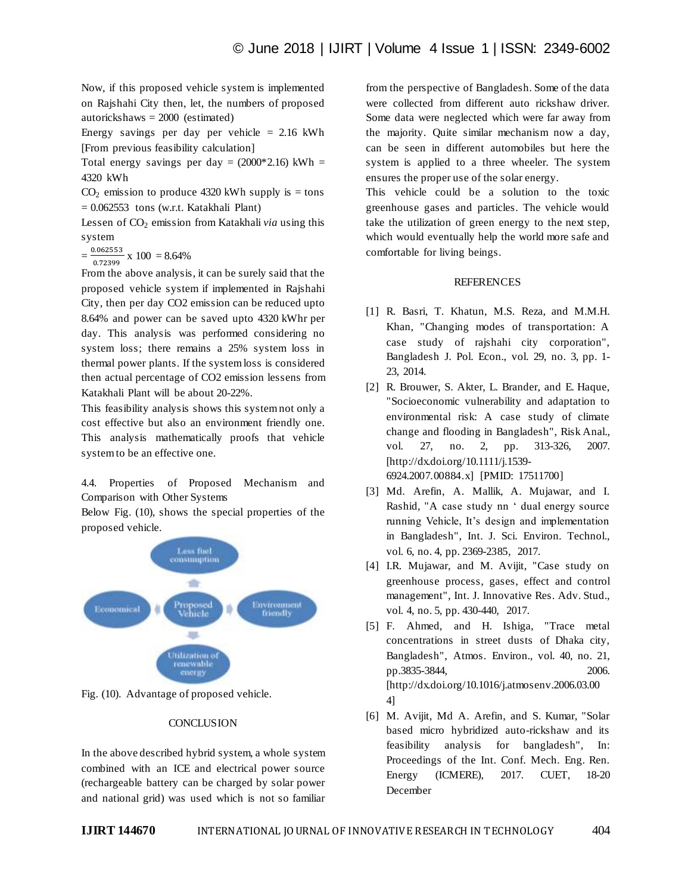Now, if this proposed vehicle system is implemented on Rajshahi City then, let, the numbers of proposed autorickshaws = 2000 (estimated)

Energy savings per day per vehicle = 2.16 kWh [From previous feasibility calculation]

Total energy savings per day = (2000*2.16) kWh = 4320 kWh

$CO_2$ emission to produce 4320 kWh supply is = tons = 0.062553 tons (w.r.t. Katakhali Plant)

Lessen of $CO_2$ emission from Katakhali *via* using this system

$= \frac{0.062553}{0.72399} \times 100 = 8.64\%$

From the above analysis, it can be surely said that the proposed vehicle system if implemented in Rajshahi City, then per day CO2 emission can be reduced upto 8.64% and power can be saved upto 4320 kWhr per day. This analysis was performed considering no system loss; there remains a 25% system loss in thermal power plants. If the system loss is considered then actual percentage of CO2 emission lessens from Katakhali Plant will be about 20-22%.

This feasibility analysis shows this system not only a cost effective but also an environment friendly one. This analysis mathematically proofs that vehicle system to be an effective one.

### 4.4. Properties of Proposed Mechanism and Comparison with Other Systems

Below Fig. (10), shows the special properties of the proposed vehicle.

Fig. (10). Advantage of proposed vehicle.

## CONCLUSION

In the above described hybrid system, a whole system combined with an ICE and electrical power source (rechargeable battery can be charged by solar power and national grid) was used which is not so familiar from the perspective of Bangladesh. Some of the data were collected from different auto rickshaw driver. Some data were neglected which were far away from the majority. Quite similar mechanism now a day, can be seen in different automobiles but here the system is applied to a three wheeler. The system ensures the proper use of the solar energy.

This vehicle could be a solution to the toxic greenhouse gases and particles. The vehicle would take the utilization of green energy to the next step, which would eventually help the world more safe and comfortable for living beings.

## REFERENCES

[1] R. Basri, T. Khatun, M.S. Reza, and M.M.H. Khan, "Changing modes of transportation: A case study of rajshahi city corporation", Bangladesh J. Pol. Econ., vol. 29, no. 3, pp. 1-23, 2014.

[2] R. Brouwer, S. Akter, L. Brander, and E. Haque, "Socioeconomic vulnerability and adaptation to environmental risk: A case study of climate change and flooding in Bangladesh", Risk Anal., vol. 27, no. 2, pp. 313-326, 2007. [http://dx.doi.org/10.1111/j.1539-6924.2007.00884.x] [PMID: 17511700]

[3] Md. Arefin, A. Mallik, A. Mujawar, and I. Rashid, "A case study nn ' dual energy source running Vehicle, It's design and implementation in Bangladesh", Int. J. Sci. Environ. Technol., vol. 6, no. 4, pp. 2369-2385, 2017.

[4] I.R. Mujawar, and M. Avijit, "Case study on greenhouse process, gases, effect and control management", Int. J. Innovative Res. Adv. Stud., vol. 4, no. 5, pp. 430-440, 2017.

[5] F. Ahmed, and H. Ishiga, "Trace metal concentrations in street dusts of Dhaka city, Bangladesh", Atmos. Environ., vol. 40, no. 21, pp.3835-3844, 2006. [http://dx.doi.org/10.1016/j.atmosenv.2006.03.004]

[6] M. Avijit, Md A. Arefin, and S. Kumar, "Solar based micro hybridized auto-rickshaw and its feasibility analysis for bangladesh", In: Proceedings of the Int. Conf. Mech. Eng. Ren. Energy (ICMERE), 2017. CUET, 18-20 December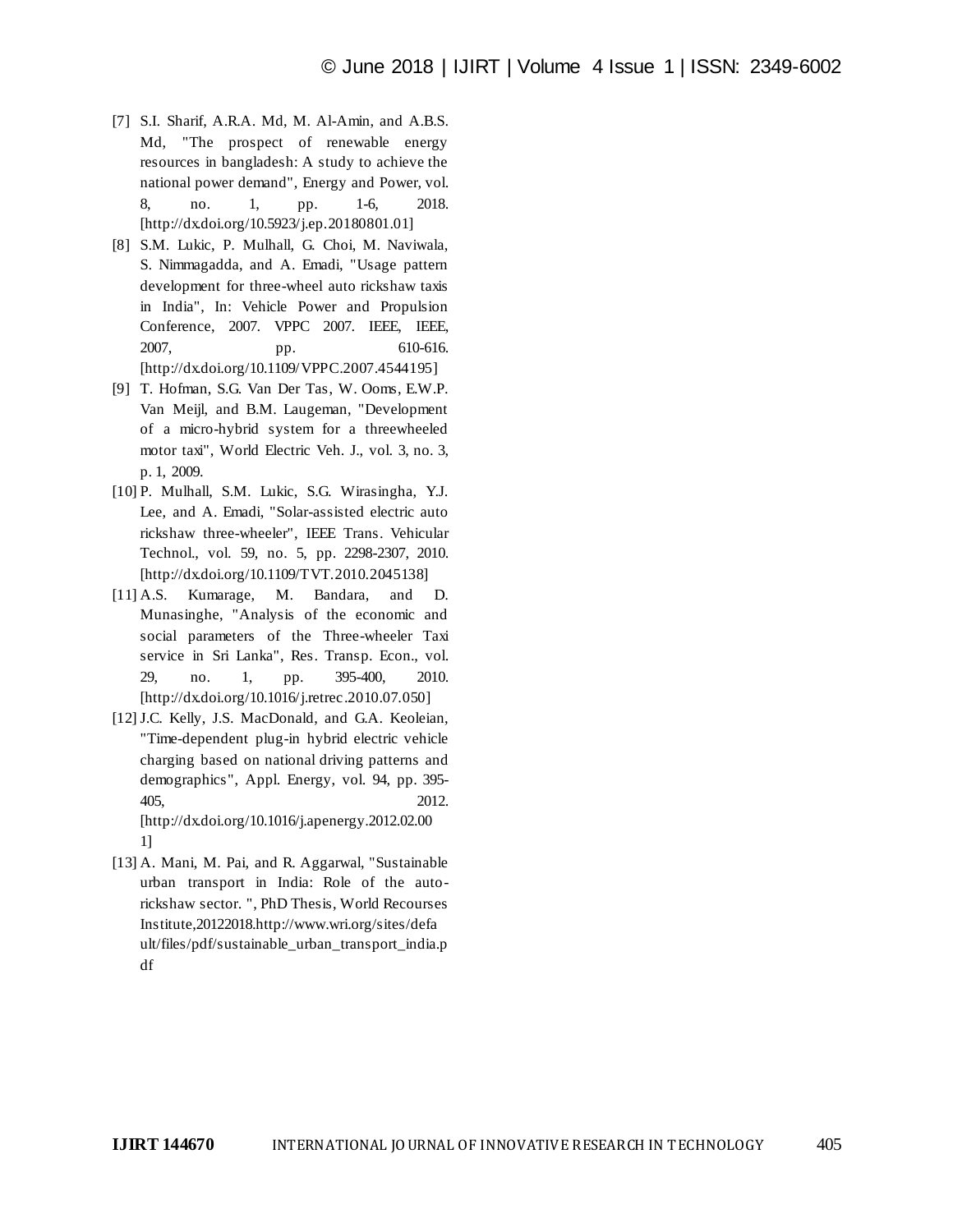[7] S.I. Sharif, A.R.A. Md, M. Al-Amin, and A.B.S. Md, "The prospect of renewable energy resources in bangladesh: A study to achieve the national power demand", Energy and Power, vol. 8, no. 1, pp. 1-6, 2018. [http://dx.doi.org/10.5923/j.ep.20180801.01]

[8] S.M. Lukic, P. Mulhall, G. Choi, M. Naviwala, S. Nimmagadda, and A. Emadi, "Usage pattern development for three-wheel auto rickshaw taxis in India", In: Vehicle Power and Propulsion Conference, 2007. VPPC 2007. IEEE, IEEE, 2007, pp. 610-616. [http://dx.doi.org/10.1109/VPPC.2007.4544195]

[9] T. Hofman, S.G. Van Der Tas, W. Ooms, E.W.P. Van Meijl, and B.M. Laugeman, "Development of a micro-hybrid system for a threewheeled motor taxi", World Electric Veh. J., vol. 3, no. 3, p. 1, 2009.

[10] P. Mulhall, S.M. Lukic, S.G. Wirasingha, Y.J. Lee, and A. Emadi, "Solar-assisted electric auto rickshaw three-wheeler", IEEE Trans. Vehicular Technol., vol. 59, no. 5, pp. 2298-2307, 2010. [http://dx.doi.org/10.1109/TVT.2010.2045138]

[11] A.S. Kumarage, M. Bandara, and D. Munasinghe, "Analysis of the economic and social parameters of the Three-wheeler Taxi service in Sri Lanka", Res. Transp. Econ., vol. 29, no. 1, pp. 395-400, 2010. [http://dx.doi.org/10.1016/j.retrec.2010.07.050]

[12] J.C. Kelly, J.S. MacDonald, and G.A. Keoleian, "Time-dependent plug-in hybrid electric vehicle charging based on national driving patterns and demographics", Appl. Energy, vol. 94, pp. 395-405, 2012. [http://dx.doi.org/10.1016/j.apenergy.2012.02.001]

[13] A. Mani, M. Pai, and R. Aggarwal, "Sustainable urban transport in India: Role of the auto-rickshaw sector. ", PhD Thesis, World Recourses Institute,20122018.http://www.wri.org/sites/default/files/pdf/sustainable_urban_transport_india.pdf